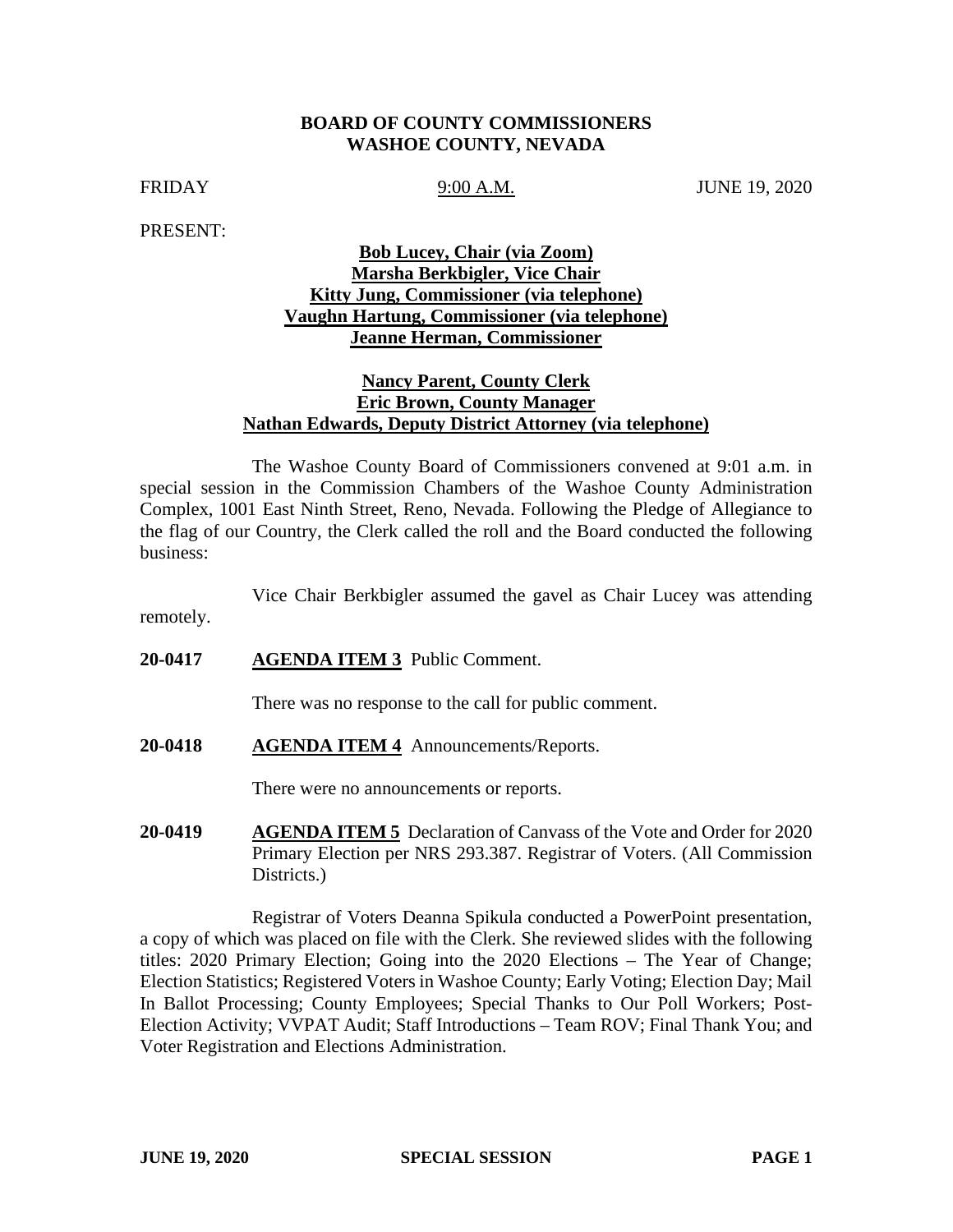**BOARD OF COUNTY COMMISSIONERS**
**WASHOE COUNTY, NEVADA**

FRIDAY 9:00 A.M. JUNE 19, 2020

PRESENT:

**Bob Lucey, Chair (via Zoom)**
**Marsha Berkbigler, Vice Chair**
**Kitty Jung, Commissioner (via telephone)**
**Vaughn Hartung, Commissioner (via telephone)**
**Jeanne Herman, Commissioner**

**Nancy Parent, County Clerk**
**Eric Brown, County Manager**
**Nathan Edwards, Deputy District Attorney (via telephone)**

The Washoe County Board of Commissioners convened at 9:01 a.m. in special session in the Commission Chambers of the Washoe County Administration Complex, 1001 East Ninth Street, Reno, Nevada. Following the Pledge of Allegiance to the flag of our Country, the Clerk called the roll and the Board conducted the following business:

Vice Chair Berkbigler assumed the gavel as Chair Lucey was attending remotely.

**20-0417** **AGENDA ITEM 3** Public Comment.

There was no response to the call for public comment.

**20-0418** **AGENDA ITEM 4** Announcements/Reports.

There were no announcements or reports.

**20-0419** **AGENDA ITEM 5** Declaration of Canvass of the Vote and Order for 2020 Primary Election per NRS 293.387. Registrar of Voters. (All Commission Districts.)

Registrar of Voters Deanna Spikula conducted a PowerPoint presentation, a copy of which was placed on file with the Clerk. She reviewed slides with the following titles: 2020 Primary Election; Going into the 2020 Elections – The Year of Change; Election Statistics; Registered Voters in Washoe County; Early Voting; Election Day; Mail In Ballot Processing; County Employees; Special Thanks to Our Poll Workers; Post-Election Activity; VVPAT Audit; Staff Introductions – Team ROV; Final Thank You; and Voter Registration and Elections Administration.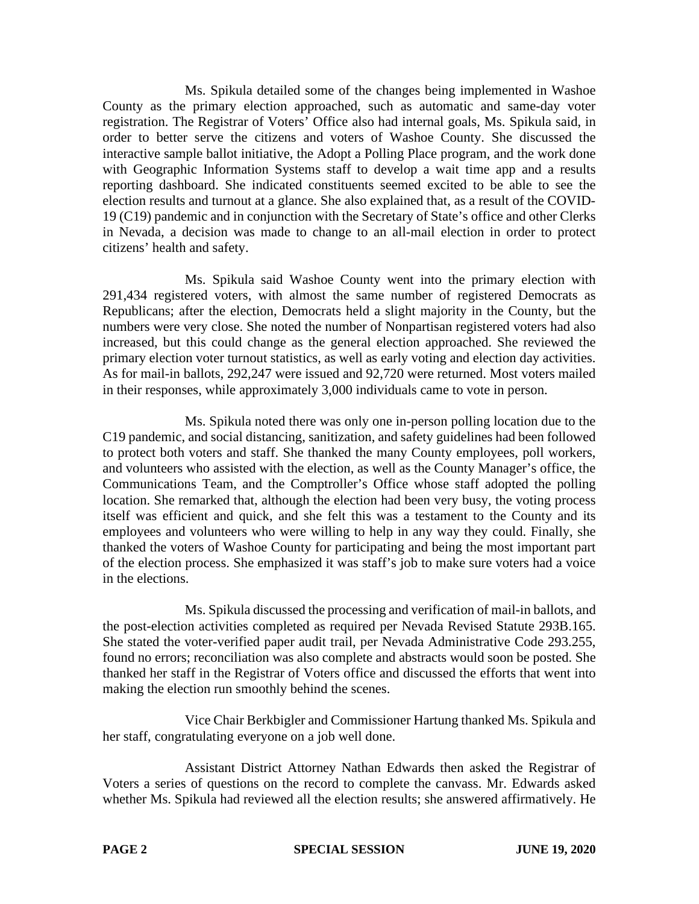Ms. Spikula detailed some of the changes being implemented in Washoe County as the primary election approached, such as automatic and same-day voter registration. The Registrar of Voters' Office also had internal goals, Ms. Spikula said, in order to better serve the citizens and voters of Washoe County. She discussed the interactive sample ballot initiative, the Adopt a Polling Place program, and the work done with Geographic Information Systems staff to develop a wait time app and a results reporting dashboard. She indicated constituents seemed excited to be able to see the election results and turnout at a glance. She also explained that, as a result of the COVID-19 (C19) pandemic and in conjunction with the Secretary of State's office and other Clerks in Nevada, a decision was made to change to an all-mail election in order to protect citizens' health and safety.

Ms. Spikula said Washoe County went into the primary election with 291,434 registered voters, with almost the same number of registered Democrats as Republicans; after the election, Democrats held a slight majority in the County, but the numbers were very close. She noted the number of Nonpartisan registered voters had also increased, but this could change as the general election approached. She reviewed the primary election voter turnout statistics, as well as early voting and election day activities. As for mail-in ballots, 292,247 were issued and 92,720 were returned. Most voters mailed in their responses, while approximately 3,000 individuals came to vote in person.

Ms. Spikula noted there was only one in-person polling location due to the C19 pandemic, and social distancing, sanitization, and safety guidelines had been followed to protect both voters and staff. She thanked the many County employees, poll workers, and volunteers who assisted with the election, as well as the County Manager's office, the Communications Team, and the Comptroller's Office whose staff adopted the polling location. She remarked that, although the election had been very busy, the voting process itself was efficient and quick, and she felt this was a testament to the County and its employees and volunteers who were willing to help in any way they could. Finally, she thanked the voters of Washoe County for participating and being the most important part of the election process. She emphasized it was staff's job to make sure voters had a voice in the elections.

Ms. Spikula discussed the processing and verification of mail-in ballots, and the post-election activities completed as required per Nevada Revised Statute 293B.165. She stated the voter-verified paper audit trail, per Nevada Administrative Code 293.255, found no errors; reconciliation was also complete and abstracts would soon be posted. She thanked her staff in the Registrar of Voters office and discussed the efforts that went into making the election run smoothly behind the scenes.

Vice Chair Berkbigler and Commissioner Hartung thanked Ms. Spikula and her staff, congratulating everyone on a job well done.

Assistant District Attorney Nathan Edwards then asked the Registrar of Voters a series of questions on the record to complete the canvass. Mr. Edwards asked whether Ms. Spikula had reviewed all the election results; she answered affirmatively. He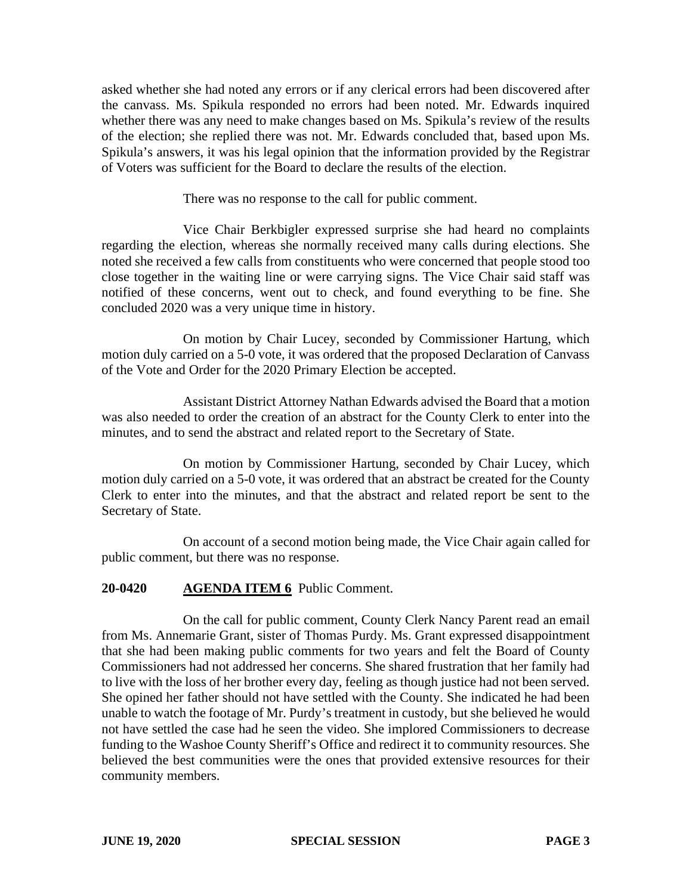asked whether she had noted any errors or if any clerical errors had been discovered after the canvass. Ms. Spikula responded no errors had been noted. Mr. Edwards inquired whether there was any need to make changes based on Ms. Spikula's review of the results of the election; she replied there was not. Mr. Edwards concluded that, based upon Ms. Spikula's answers, it was his legal opinion that the information provided by the Registrar of Voters was sufficient for the Board to declare the results of the election.

There was no response to the call for public comment.

Vice Chair Berkbigler expressed surprise she had heard no complaints regarding the election, whereas she normally received many calls during elections. She noted she received a few calls from constituents who were concerned that people stood too close together in the waiting line or were carrying signs. The Vice Chair said staff was notified of these concerns, went out to check, and found everything to be fine. She concluded 2020 was a very unique time in history.

On motion by Chair Lucey, seconded by Commissioner Hartung, which motion duly carried on a 5-0 vote, it was ordered that the proposed Declaration of Canvass of the Vote and Order for the 2020 Primary Election be accepted.

Assistant District Attorney Nathan Edwards advised the Board that a motion was also needed to order the creation of an abstract for the County Clerk to enter into the minutes, and to send the abstract and related report to the Secretary of State.

On motion by Commissioner Hartung, seconded by Chair Lucey, which motion duly carried on a 5-0 vote, it was ordered that an abstract be created for the County Clerk to enter into the minutes, and that the abstract and related report be sent to the Secretary of State.

On account of a second motion being made, the Vice Chair again called for public comment, but there was no response.

**20-0420 AGENDA ITEM 6** Public Comment.

On the call for public comment, County Clerk Nancy Parent read an email from Ms. Annemarie Grant, sister of Thomas Purdy. Ms. Grant expressed disappointment that she had been making public comments for two years and felt the Board of County Commissioners had not addressed her concerns. She shared frustration that her family had to live with the loss of her brother every day, feeling as though justice had not been served. She opined her father should not have settled with the County. She indicated he had been unable to watch the footage of Mr. Purdy's treatment in custody, but she believed he would not have settled the case had he seen the video. She implored Commissioners to decrease funding to the Washoe County Sheriff's Office and redirect it to community resources. She believed the best communities were the ones that provided extensive resources for their community members.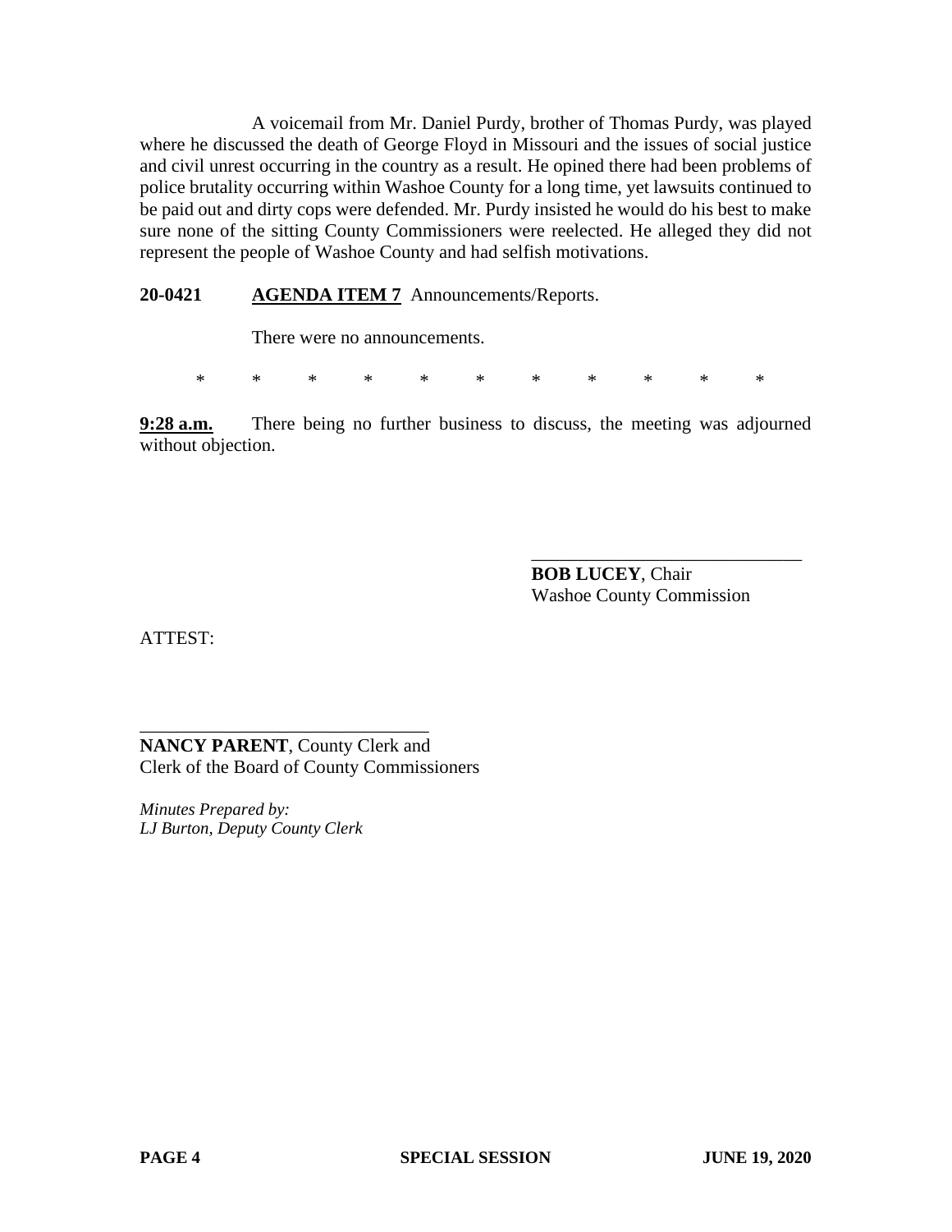A voicemail from Mr. Daniel Purdy, brother of Thomas Purdy, was played where he discussed the death of George Floyd in Missouri and the issues of social justice and civil unrest occurring in the country as a result. He opined there had been problems of police brutality occurring within Washoe County for a long time, yet lawsuits continued to be paid out and dirty cops were defended. Mr. Purdy insisted he would do his best to make sure none of the sitting County Commissioners were reelected. He alleged they did not represent the people of Washoe County and had selfish motivations.

**20-0421** **AGENDA ITEM 7** Announcements/Reports.

There were no announcements.

\* \* \* \* \* \* \* \* \* \* \*

**9:28 a.m.** There being no further business to discuss, the meeting was adjourned without objection.

\_\_\_\_\_\_\_\_\_\_\_\_\_\_\_\_\_\_\_\_\_\_\_\_\_\_\_\_\_\_

**BOB LUCEY**, Chair
Washoe County Commission

ATTEST:

\_\_\_\_\_\_\_\_\_\_\_\_\_\_\_\_\_\_\_\_\_\_\_\_\_\_\_\_\_\_

**NANCY PARENT**, County Clerk and
Clerk of the Board of County Commissioners

*Minutes Prepared by:*
*LJ Burton, Deputy County Clerk*